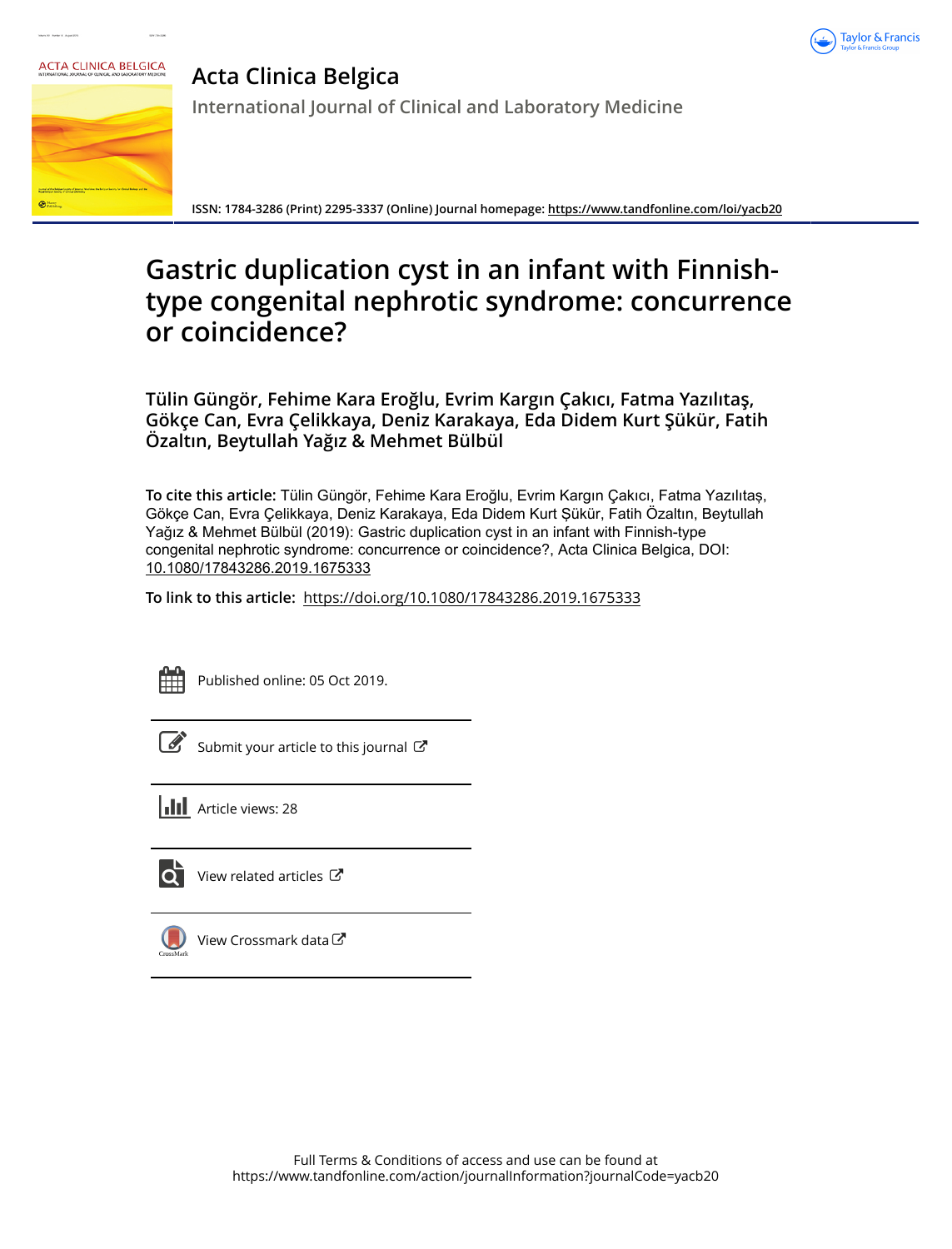# Acta Clinica Belgica

International Journal of Clinical and Laboratory Medicine

ISSN: 1784-3286 (Print) 2295-3337 (Online) Journal homepage: https://www.tandfonline.com/loi/yacb20

# Gastric duplication cyst in an infant with Finnish-type congenital nephrotic syndrome: concurrence or coincidence?

**Tülin Güngör, Fehime Kara Eroğlu, Evrim Kargın Çakıcı, Fatma Yazılıtaş, Gökçe Can, Evra Çelikkaya, Deniz Karakaya, Eda Didem Kurt Şükür, Fatih Özaltın, Beytullah Yağız & Mehmet Bülbül**

**To cite this article:** Tülin Güngör, Fehime Kara Eroğlu, Evrim Kargın Çakıcı, Fatma Yazılıtaş, Gökçe Can, Evra Çelikkaya, Deniz Karakaya, Eda Didem Kurt Şükür, Fatih Özaltın, Beytullah Yağız & Mehmet Bülbül (2019): Gastric duplication cyst in an infant with Finnish-type congenital nephrotic syndrome: concurrence or coincidence?, Acta Clinica Belgica, DOI: 10.1080/17843286.2019.1675333

**To link to this article:** https://doi.org/10.1080/17843286.2019.1675333

Published online: 05 Oct 2019.

Submit your article to this journal

Article views: 28

View related articles

View Crossmark data

Full Terms & Conditions of access and use can be found at https://www.tandfonline.com/action/journalInformation?journalCode=yacb20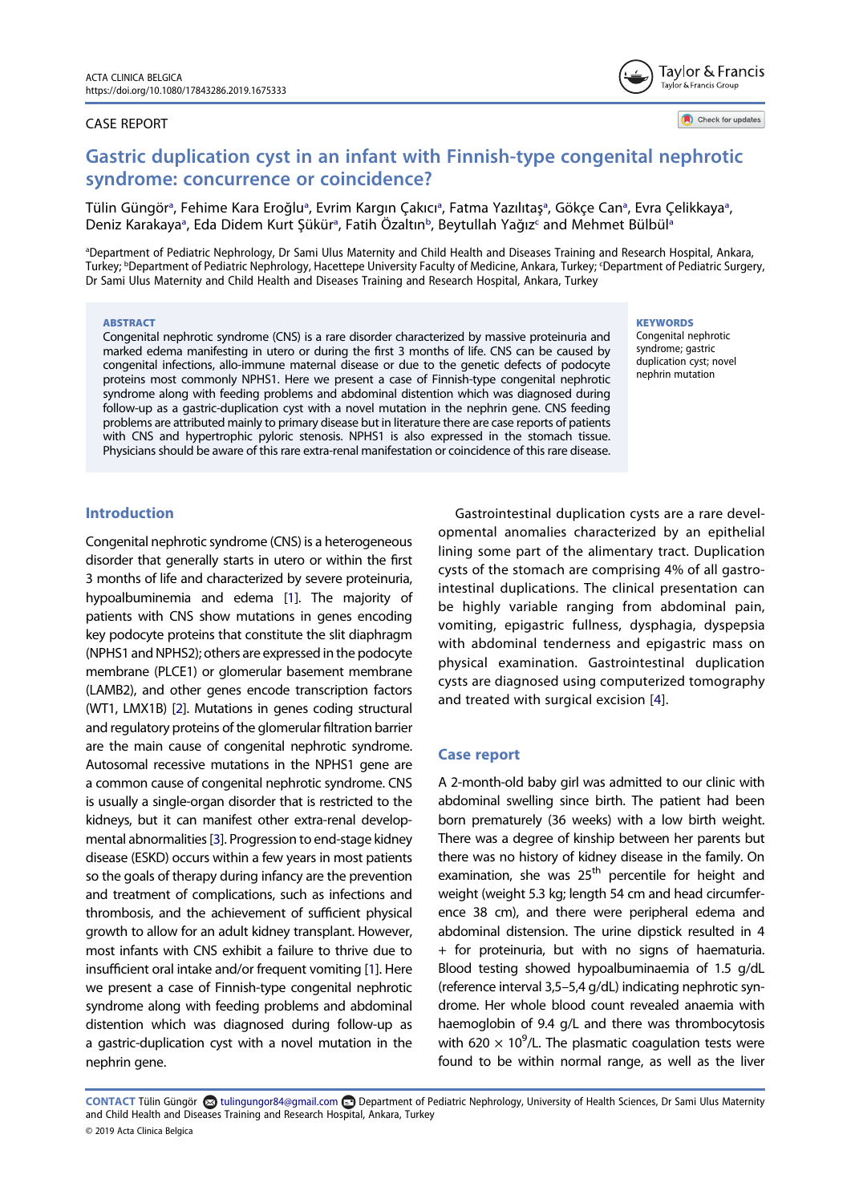CASE REPORT

# Gastric duplication cyst in an infant with Finnish-type congenital nephrotic syndrome: concurrence or coincidence?

Tülin Güngör[a], Fehime Kara Eroğlu[a], Evrim Kargın Çakıcı[a], Fatma Yazılıtaş[a], Gökçe Can[a], Evra Çelikkaya[a], Deniz Karakaya[a], Eda Didem Kurt Şükür[a], Fatih Özaltın[b], Beytullah Yağız[c] and Mehmet Bülbül[a]

[a]Department of Pediatric Nephrology, Dr Sami Ulus Maternity and Child Health and Diseases Training and Research Hospital, Ankara, Turkey; [b]Department of Pediatric Nephrology, Hacettepe University Faculty of Medicine, Ankara, Turkey; [c]Department of Pediatric Surgery, Dr Sami Ulus Maternity and Child Health and Diseases Training and Research Hospital, Ankara, Turkey

**ABSTRACT**

Congenital nephrotic syndrome (CNS) is a rare disorder characterized by massive proteinuria and marked edema manifesting in utero or during the first 3 months of life. CNS can be caused by congenital infections, allo-immune maternal disease or due to the genetic defects of podocyte proteins most commonly NPHS1. Here we present a case of Finnish-type congenital nephrotic syndrome along with feeding problems and abdominal distention which was diagnosed during follow-up as a gastric-duplication cyst with a novel mutation in the nephrin gene. CNS feeding problems are attributed mainly to primary disease but in literature there are case reports of patients with CNS and hypertrophic pyloric stenosis. NPHS1 is also expressed in the stomach tissue. Physicians should be aware of this rare extra-renal manifestation or coincidence of this rare disease.

**KEYWORDS**

Congenital nephrotic syndrome; gastric duplication cyst; novel nephrin mutation

## Introduction

Congenital nephrotic syndrome (CNS) is a heterogeneous disorder that generally starts in utero or within the first 3 months of life and characterized by severe proteinuria, hypoalbuminemia and edema [1]. The majority of patients with CNS show mutations in genes encoding key podocyte proteins that constitute the slit diaphragm (NPHS1 and NPHS2); others are expressed in the podocyte membrane (PLCE1) or glomerular basement membrane (LAMB2), and other genes encode transcription factors (WT1, LMX1B) [2]. Mutations in genes coding structural and regulatory proteins of the glomerular filtration barrier are the main cause of congenital nephrotic syndrome. Autosomal recessive mutations in the NPHS1 gene are a common cause of congenital nephrotic syndrome. CNS is usually a single-organ disorder that is restricted to the kidneys, but it can manifest other extra-renal developmental abnormalities [3]. Progression to end-stage kidney disease (ESKD) occurs within a few years in most patients so the goals of therapy during infancy are the prevention and treatment of complications, such as infections and thrombosis, and the achievement of sufficient physical growth to allow for an adult kidney transplant. However, most infants with CNS exhibit a failure to thrive due to insufficient oral intake and/or frequent vomiting [1]. Here we present a case of Finnish-type congenital nephrotic syndrome along with feeding problems and abdominal distention which was diagnosed during follow-up as a gastric-duplication cyst with a novel mutation in the nephrin gene.

Gastrointestinal duplication cysts are a rare developmental anomalies characterized by an epithelial lining some part of the alimentary tract. Duplication cysts of the stomach are comprising 4% of all gastrointestinal duplications. The clinical presentation can be highly variable ranging from abdominal pain, vomiting, epigastric fullness, dysphagia, dyspepsia with abdominal tenderness and epigastric mass on physical examination. Gastrointestinal duplication cysts are diagnosed using computerized tomography and treated with surgical excision [4].

## Case report

A 2-month-old baby girl was admitted to our clinic with abdominal swelling since birth. The patient had been born prematurely (36 weeks) with a low birth weight. There was a degree of kinship between her parents but there was no history of kidney disease in the family. On examination, she was 25$^{th}$ percentile for height and weight (weight 5.3 kg; length 54 cm and head circumference 38 cm), and there were peripheral edema and abdominal distension. The urine dipstick resulted in 4 + for proteinuria, but with no signs of haematuria. Blood testing showed hypoalbuminaemia of 1.5 g/dL (reference interval 3,5–5,4 g/dL) indicating nephrotic syndrome. Her whole blood count revealed anaemia with haemoglobin of 9.4 g/L and there was thrombocytosis with 620 × $10^9$/L. The plasmatic coagulation tests were found to be within normal range, as well as the liver

**CONTACT** Tülin Güngör tulingungor84@gmail.com Department of Pediatric Nephrology, University of Health Sciences, Dr Sami Ulus Maternity and Child Health and Diseases Training and Research Hospital, Ankara, Turkey

© 2019 Acta Clinica Belgica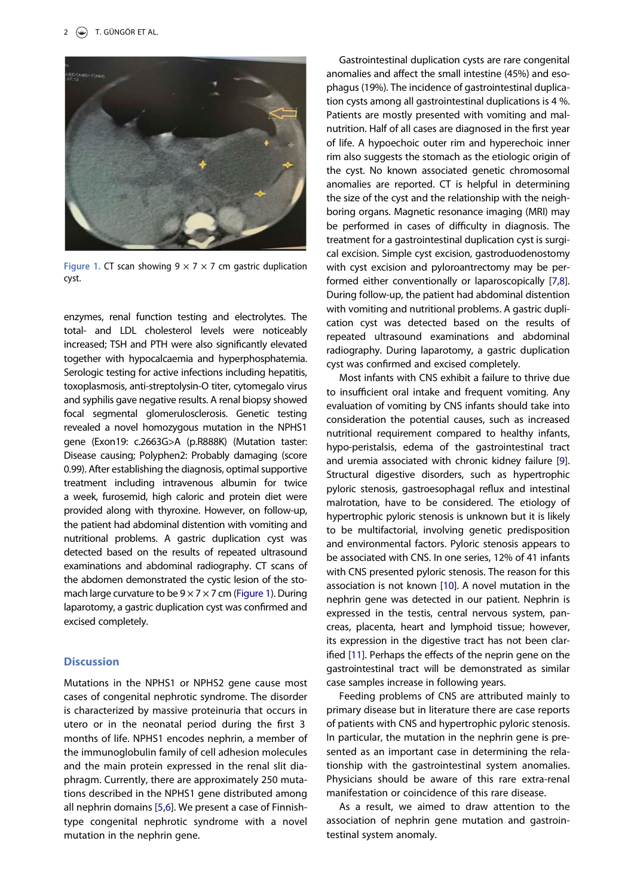Figure 1. CT scan showing 9 × 7 × 7 cm gastric duplication cyst.

enzymes, renal function testing and electrolytes. The total- and LDL cholesterol levels were noticeably increased; TSH and PTH were also significantly elevated together with hypocalcaemia and hyperphosphatemia. Serologic testing for active infections including hepatitis, toxoplasmosis, anti-streptolysin-O titer, cytomegalo virus and syphilis gave negative results. A renal biopsy showed focal segmental glomerulosclerosis. Genetic testing revealed a novel homozygous mutation in the NPHS1 gene (Exon19: c.2663G>A (p.R888K) (Mutation taster: Disease causing; Polyphen2: Probably damaging (score 0.99). After establishing the diagnosis, optimal supportive treatment including intravenous albumin for twice a week, furosemid, high caloric and protein diet were provided along with thyroxine. However, on follow-up, the patient had abdominal distention with vomiting and nutritional problems. A gastric duplication cyst was detected based on the results of repeated ultrasound examinations and abdominal radiography. CT scans of the abdomen demonstrated the cystic lesion of the stomach large curvature to be 9 × 7 × 7 cm (Figure 1). During laparotomy, a gastric duplication cyst was confirmed and excised completely.

## Discussion

Mutations in the NPHS1 or NPHS2 gene cause most cases of congenital nephrotic syndrome. The disorder is characterized by massive proteinuria that occurs in utero or in the neonatal period during the first 3 months of life. NPHS1 encodes nephrin, a member of the immunoglobulin family of cell adhesion molecules and the main protein expressed in the renal slit diaphragm. Currently, there are approximately 250 mutations described in the NPHS1 gene distributed among all nephrin domains [5,6]. We present a case of Finnish-type congenital nephrotic syndrome with a novel mutation in the nephrin gene.

Gastrointestinal duplication cysts are rare congenital anomalies and affect the small intestine (45%) and esophagus (19%). The incidence of gastrointestinal duplication cysts among all gastrointestinal duplications is 4 %. Patients are mostly presented with vomiting and malnutrition. Half of all cases are diagnosed in the first year of life. A hypoechoic outer rim and hyperechoic inner rim also suggests the stomach as the etiologic origin of the cyst. No known associated genetic chromosomal anomalies are reported. CT is helpful in determining the size of the cyst and the relationship with the neighboring organs. Magnetic resonance imaging (MRI) may be performed in cases of difficulty in diagnosis. The treatment for a gastrointestinal duplication cyst is surgical excision. Simple cyst excision, gastroduodenostomy with cyst excision and pyloroantrectomy may be performed either conventionally or laparoscopically [7,8]. During follow-up, the patient had abdominal distention with vomiting and nutritional problems. A gastric duplication cyst was detected based on the results of repeated ultrasound examinations and abdominal radiography. During laparotomy, a gastric duplication cyst was confirmed and excised completely.

Most infants with CNS exhibit a failure to thrive due to insufficient oral intake and frequent vomiting. Any evaluation of vomiting by CNS infants should take into consideration the potential causes, such as increased nutritional requirement compared to healthy infants, hypo-peristalsis, edema of the gastrointestinal tract and uremia associated with chronic kidney failure [9]. Structural digestive disorders, such as hypertrophic pyloric stenosis, gastroesophagal reflux and intestinal malrotation, have to be considered. The etiology of hypertrophic pyloric stenosis is unknown but it is likely to be multifactorial, involving genetic predisposition and environmental factors. Pyloric stenosis appears to be associated with CNS. In one series, 12% of 41 infants with CNS presented pyloric stenosis. The reason for this association is not known [10]. A novel mutation in the nephrin gene was detected in our patient. Nephrin is expressed in the testis, central nervous system, pancreas, placenta, heart and lymphoid tissue; however, its expression in the digestive tract has not been clarified [11]. Perhaps the effects of the neprin gene on the gastrointestinal tract will be demonstrated as similar case samples increase in following years.

Feeding problems of CNS are attributed mainly to primary disease but in literature there are case reports of patients with CNS and hypertrophic pyloric stenosis. In particular, the mutation in the nephrin gene is presented as an important case in determining the relationship with the gastrointestinal system anomalies. Physicians should be aware of this rare extra-renal manifestation or coincidence of this rare disease.

As a result, we aimed to draw attention to the association of nephrin gene mutation and gastrointestinal system anomaly.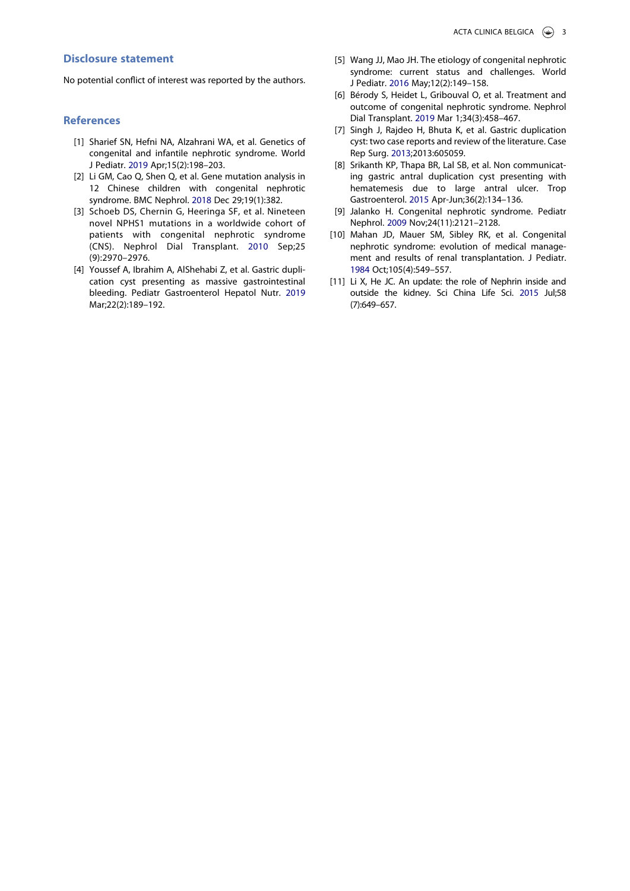## Disclosure statement

No potential conflict of interest was reported by the authors.

## References

[1] Sharief SN, Hefni NA, Alzahrani WA, et al. Genetics of congenital and infantile nephrotic syndrome. World J Pediatr. 2019 Apr;15(2):198–203.

[2] Li GM, Cao Q, Shen Q, et al. Gene mutation analysis in 12 Chinese children with congenital nephrotic syndrome. BMC Nephrol. 2018 Dec 29;19(1):382.

[3] Schoeb DS, Chernin G, Heeringa SF, et al. Nineteen novel NPHS1 mutations in a worldwide cohort of patients with congenital nephrotic syndrome (CNS). Nephrol Dial Transplant. 2010 Sep;25 (9):2970–2976.

[4] Youssef A, Ibrahim A, AlShehabi Z, et al. Gastric duplication cyst presenting as massive gastrointestinal bleeding. Pediatr Gastroenterol Hepatol Nutr. 2019 Mar;22(2):189–192.

[5] Wang JJ, Mao JH. The etiology of congenital nephrotic syndrome: current status and challenges. World J Pediatr. 2016 May;12(2):149–158.

[6] Bérody S, Heidet L, Gribouval O, et al. Treatment and outcome of congenital nephrotic syndrome. Nephrol Dial Transplant. 2019 Mar 1;34(3):458–467.

[7] Singh J, Rajdeo H, Bhuta K, et al. Gastric duplication cyst: two case reports and review of the literature. Case Rep Surg. 2013;2013:605059.

[8] Srikanth KP, Thapa BR, Lal SB, et al. Non communicating gastric antral duplication cyst presenting with hematemesis due to large antral ulcer. Trop Gastroenterol. 2015 Apr-Jun;36(2):134–136.

[9] Jalanko H. Congenital nephrotic syndrome. Pediatr Nephrol. 2009 Nov;24(11):2121–2128.

[10] Mahan JD, Mauer SM, Sibley RK, et al. Congenital nephrotic syndrome: evolution of medical management and results of renal transplantation. J Pediatr. 1984 Oct;105(4):549–557.

[11] Li X, He JC. An update: the role of Nephrin inside and outside the kidney. Sci China Life Sci. 2015 Jul;58 (7):649–657.